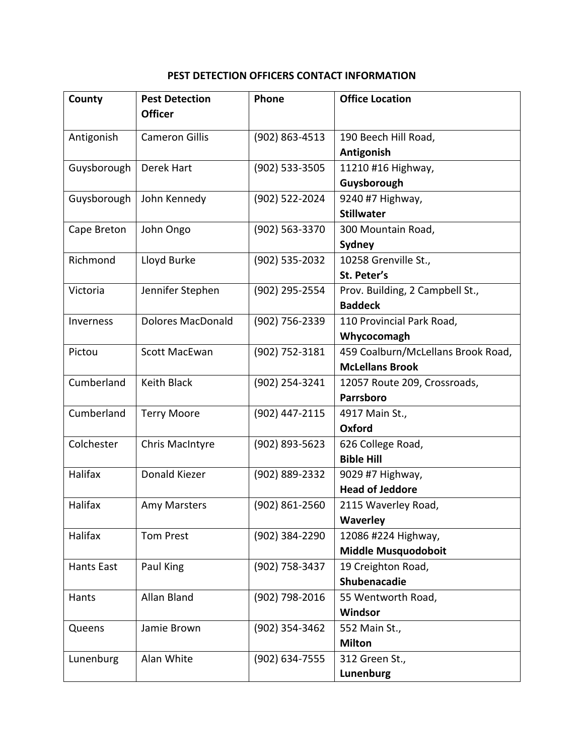# PEST DETECTION OFFICERS CONTACT INFORMATION

| County | Pest Detection Officer | Phone | Office Location |
|---|---|---|---|
| Antigonish | Cameron Gillis | (902) 863-4513 | 190 Beech Hill Road, **Antigonish** |
| Guysborough | Derek Hart | (902) 533-3505 | 11210 #16 Highway, **Guysborough** |
| Guysborough | John Kennedy | (902) 522-2024 | 9240 #7 Highway, **Stillwater** |
| Cape Breton | John Ongo | (902) 563-3370 | 300 Mountain Road, **Sydney** |
| Richmond | Lloyd Burke | (902) 535-2032 | 10258 Grenville St., **St. Peter's** |
| Victoria | Jennifer Stephen | (902) 295-2554 | Prov. Building, 2 Campbell St., **Baddeck** |
| Inverness | Dolores MacDonald | (902) 756-2339 | 110 Provincial Park Road, **Whycocomagh** |
| Pictou | Scott MacEwan | (902) 752-3181 | 459 Coalburn/McLellans Brook Road, **McLellans Brook** |
| Cumberland | Keith Black | (902) 254-3241 | 12057 Route 209, Crossroads, **Parrsboro** |
| Cumberland | Terry Moore | (902) 447-2115 | 4917 Main St., **Oxford** |
| Colchester | Chris MacIntyre | (902) 893-5623 | 626 College Road, **Bible Hill** |
| Halifax | Donald Kiezer | (902) 889-2332 | 9029 #7 Highway, **Head of Jeddore** |
| Halifax | Amy Marsters | (902) 861-2560 | 2115 Waverley Road, **Waverley** |
| Halifax | Tom Prest | (902) 384-2290 | 12086 #224 Highway, **Middle Musquodoboit** |
| Hants East | Paul King | (902) 758-3437 | 19 Creighton Road, **Shubenacadie** |
| Hants | Allan Bland | (902) 798-2016 | 55 Wentworth Road, **Windsor** |
| Queens | Jamie Brown | (902) 354-3462 | 552 Main St., **Milton** |
| Lunenburg | Alan White | (902) 634-7555 | 312 Green St., **Lunenburg** |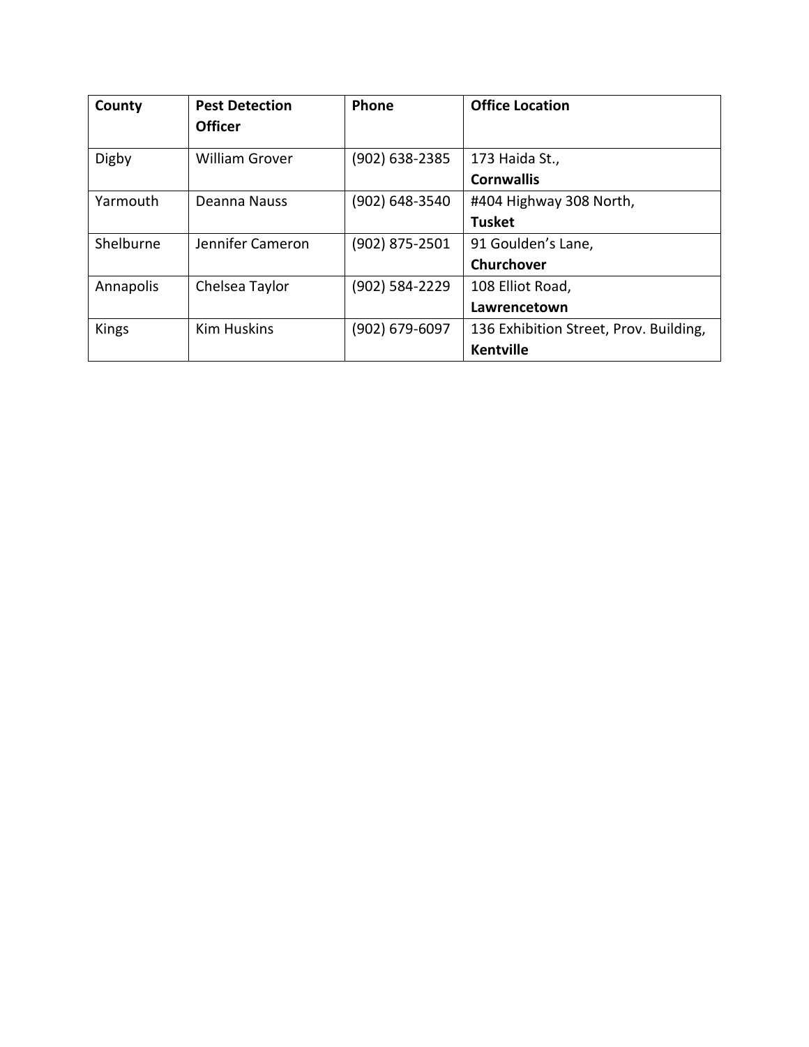| County | Pest Detection Officer | Phone | Office Location |
|---|---|---|---|
| Digby | William Grover | (902) 638-2385 | 173 Haida St., **Cornwallis** |
| Yarmouth | Deanna Nauss | (902) 648-3540 | #404 Highway 308 North, **Tusket** |
| Shelburne | Jennifer Cameron | (902) 875-2501 | 91 Goulden's Lane, **Churchover** |
| Annapolis | Chelsea Taylor | (902) 584-2229 | 108 Elliot Road, **Lawrencetown** |
| Kings | Kim Huskins | (902) 679-6097 | 136 Exhibition Street, Prov. Building, **Kentville** |